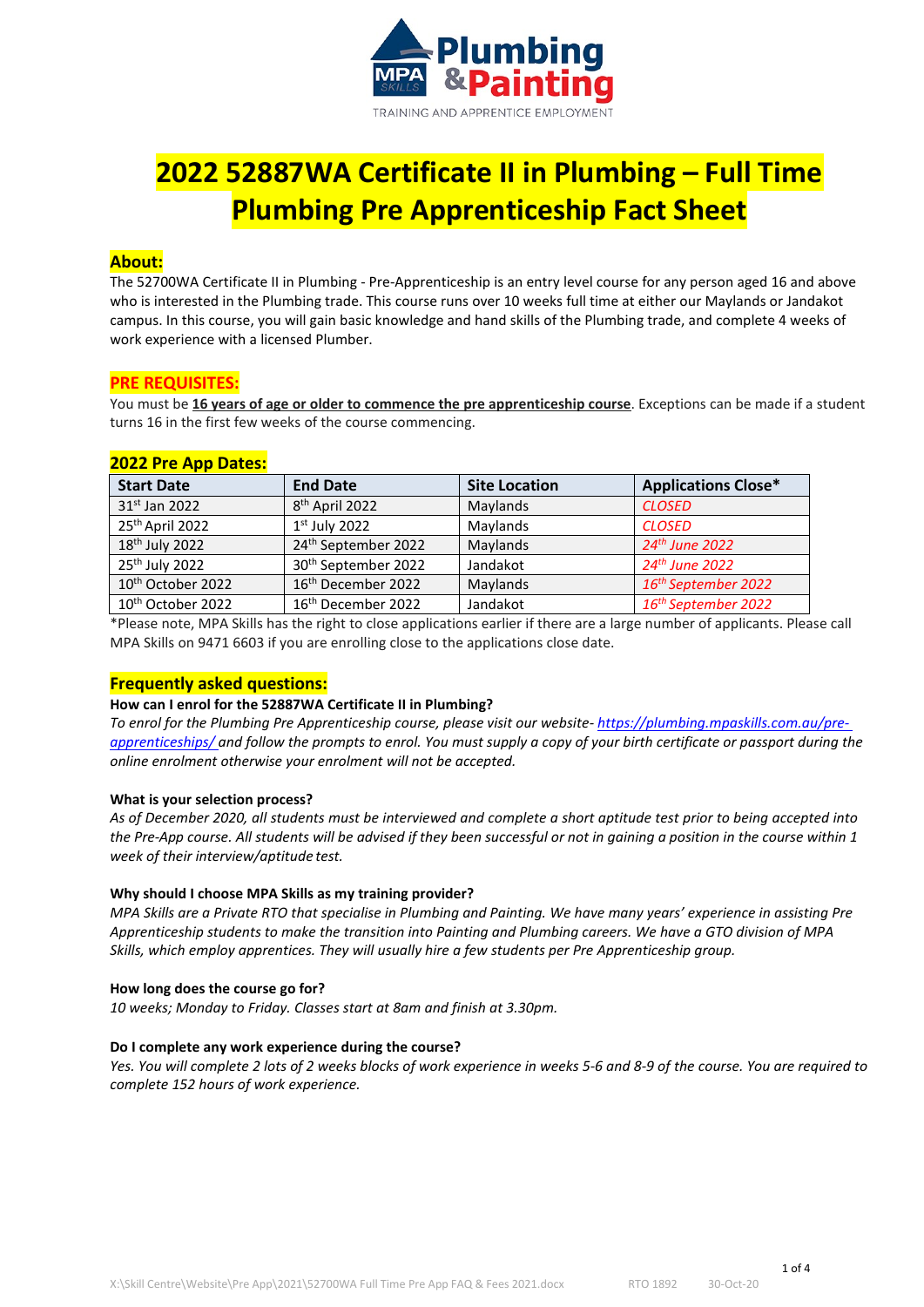# 2022 52887WA Certificate II in Plumbing – Full Time Plumbing Pre Apprenticeship Fact Sheet

## About:

The 52700WA Certificate II in Plumbing - Pre-Apprenticeship is an entry level course for any person aged 16 and above who is interested in the Plumbing trade. This course runs over 10 weeks full time at either our Maylands or Jandakot campus. In this course, you will gain basic knowledge and hand skills of the Plumbing trade, and complete 4 weeks of work experience with a licensed Plumber.

## PRE REQUISITES:

You must be **16 years of age or older to commence the pre apprenticeship course**. Exceptions can be made if a student turns 16 in the first few weeks of the course commencing.

## 2022 Pre App Dates:

| Start Date | End Date | Site Location | Applications Close* |
|---|---|---|---|
| 31st Jan 2022 | 8th April 2022 | Maylands | *CLOSED* |
| 25th April 2022 | 1st July 2022 | Maylands | *CLOSED* |
| 18th July 2022 | 24th September 2022 | Maylands | *24th June 2022* |
| 25th July 2022 | 30th September 2022 | Jandakot | *24th June 2022* |
| 10th October 2022 | 16th December 2022 | Maylands | *16th September 2022* |
| 10th October 2022 | 16th December 2022 | Jandakot | *16th September 2022* |

*Please note, MPA Skills has the right to close applications earlier if there are a large number of applicants. Please call MPA Skills on 9471 6603 if you are enrolling close to the applications close date.

## Frequently asked questions:

**How can I enrol for the 52887WA Certificate II in Plumbing?**

*To enrol for the Plumbing Pre Apprenticeship course, please visit our website- https://plumbing.mpaskills.com.au/pre-apprenticeships/ and follow the prompts to enrol. You must supply a copy of your birth certificate or passport during the online enrolment otherwise your enrolment will not be accepted.*

**What is your selection process?**

*As of December 2020, all students must be interviewed and complete a short aptitude test prior to being accepted into the Pre-App course. All students will be advised if they been successful or not in gaining a position in the course within 1 week of their interview/aptitude test.*

**Why should I choose MPA Skills as my training provider?**

*MPA Skills are a Private RTO that specialise in Plumbing and Painting. We have many years' experience in assisting Pre Apprenticeship students to make the transition into Painting and Plumbing careers. We have a GTO division of MPA Skills, which employ apprentices. They will usually hire a few students per Pre Apprenticeship group.*

**How long does the course go for?**

*10 weeks; Monday to Friday. Classes start at 8am and finish at 3.30pm.*

**Do I complete any work experience during the course?**

*Yes. You will complete 2 lots of 2 weeks blocks of work experience in weeks 5-6 and 8-9 of the course. You are required to complete 152 hours of work experience.*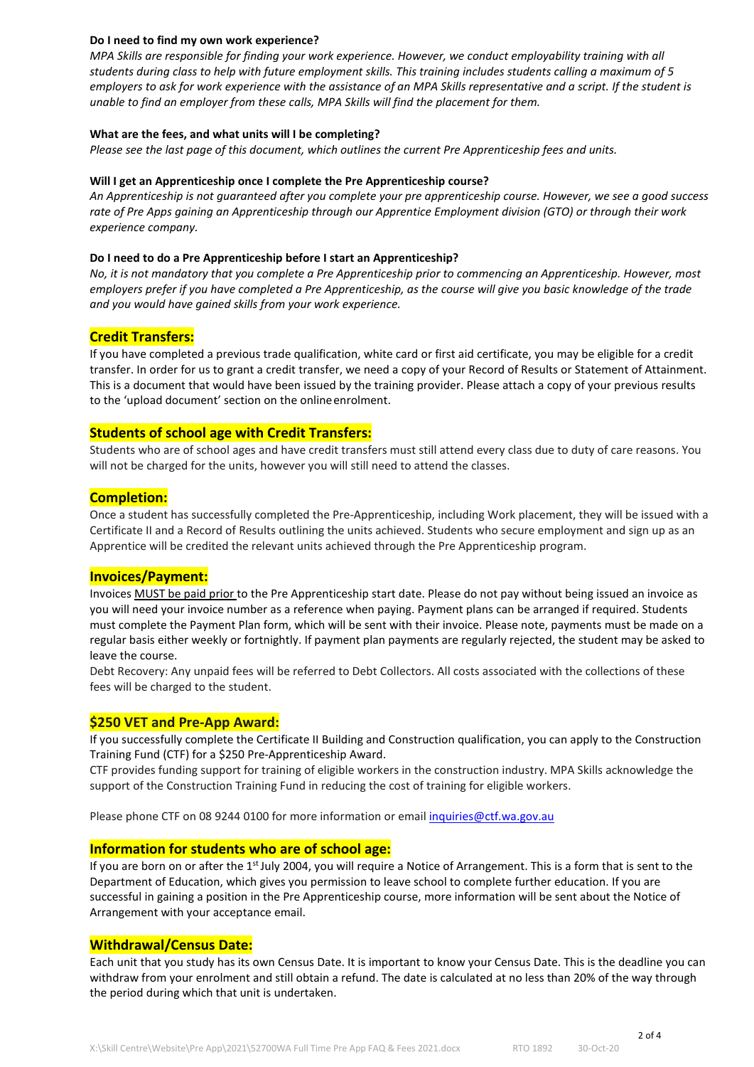**Do I need to find my own work experience?**

*MPA Skills are responsible for finding your work experience. However, we conduct employability training with all students during class to help with future employment skills. This training includes students calling a maximum of 5 employers to ask for work experience with the assistance of an MPA Skills representative and a script. If the student is unable to find an employer from these calls, MPA Skills will find the placement for them.*

**What are the fees, and what units will I be completing?**

*Please see the last page of this document, which outlines the current Pre Apprenticeship fees and units.*

**Will I get an Apprenticeship once I complete the Pre Apprenticeship course?**

*An Apprenticeship is not guaranteed after you complete your pre apprenticeship course. However, we see a good success rate of Pre Apps gaining an Apprenticeship through our Apprentice Employment division (GTO) or through their work experience company.*

**Do I need to do a Pre Apprenticeship before I start an Apprenticeship?**

*No, it is not mandatory that you complete a Pre Apprenticeship prior to commencing an Apprenticeship. However, most employers prefer if you have completed a Pre Apprenticeship, as the course will give you basic knowledge of the trade and you would have gained skills from your work experience.*

## Credit Transfers:

If you have completed a previous trade qualification, white card or first aid certificate, you may be eligible for a credit transfer. In order for us to grant a credit transfer, we need a copy of your Record of Results or Statement of Attainment. This is a document that would have been issued by the training provider. Please attach a copy of your previous results to the 'upload document' section on the online enrolment.

## Students of school age with Credit Transfers:

Students who are of school ages and have credit transfers must still attend every class due to duty of care reasons. You will not be charged for the units, however you will still need to attend the classes.

## Completion:

Once a student has successfully completed the Pre-Apprenticeship, including Work placement, they will be issued with a Certificate II and a Record of Results outlining the units achieved. Students who secure employment and sign up as an Apprentice will be credited the relevant units achieved through the Pre Apprenticeship program.

## Invoices/Payment:

Invoices MUST be paid prior to the Pre Apprenticeship start date. Please do not pay without being issued an invoice as you will need your invoice number as a reference when paying. Payment plans can be arranged if required. Students must complete the Payment Plan form, which will be sent with their invoice. Please note, payments must be made on a regular basis either weekly or fortnightly. If payment plan payments are regularly rejected, the student may be asked to leave the course.

Debt Recovery: Any unpaid fees will be referred to Debt Collectors. All costs associated with the collections of these fees will be charged to the student.

## $250 VET and Pre-App Award:

If you successfully complete the Certificate II Building and Construction qualification, you can apply to the Construction Training Fund (CTF) for a $250 Pre-Apprenticeship Award.

CTF provides funding support for training of eligible workers in the construction industry. MPA Skills acknowledge the support of the Construction Training Fund in reducing the cost of training for eligible workers.

Please phone CTF on 08 9244 0100 for more information or email inquiries@ctf.wa.gov.au

## Information for students who are of school age:

If you are born on or after the 1st July 2004, you will require a Notice of Arrangement. This is a form that is sent to the Department of Education, which gives you permission to leave school to complete further education. If you are successful in gaining a position in the Pre Apprenticeship course, more information will be sent about the Notice of Arrangement with your acceptance email.

## Withdrawal/Census Date:

Each unit that you study has its own Census Date. It is important to know your Census Date. This is the deadline you can withdraw from your enrolment and still obtain a refund. The date is calculated at no less than 20% of the way through the period during which that unit is undertaken.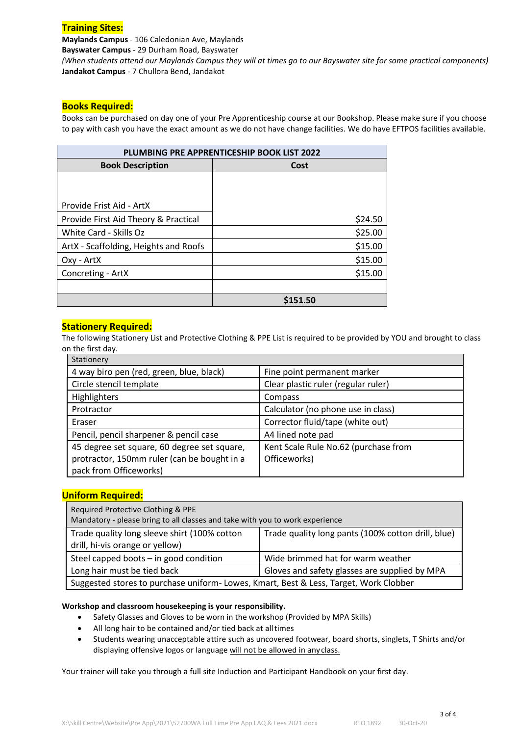## Training Sites:

**Maylands Campus** - 106 Caledonian Ave, Maylands
**Bayswater Campus** - 29 Durham Road, Bayswater
*(When students attend our Maylands Campus they will at times go to our Bayswater site for some practical components)*
**Jandakot Campus** - 7 Chullora Bend, Jandakot

## Books Required:

Books can be purchased on day one of your Pre Apprenticeship course at our Bookshop. Please make sure if you choose to pay with cash you have the exact amount as we do not have change facilities. We do have EFTPOS facilities available.

| PLUMBING PRE APPRENTICESHIP BOOK LIST 2022 | |
|---|---|
| **Book Description** | **Cost** |
| Provide Frist Aid - ArtX | |
| Provide First Aid Theory & Practical | $24.50 |
| White Card - Skills Oz | $25.00 |
| ArtX - Scaffolding, Heights and Roofs | $15.00 |
| Oxy - ArtX | $15.00 |
| Concreting - ArtX | $15.00 |
| | |
| | **$151.50** |

## Stationery Required:

The following Stationery List and Protective Clothing & PPE List is required to be provided by YOU and brought to class on the first day.

| Stationery | |
|---|---|
| 4 way biro pen (red, green, blue, black) | Fine point permanent marker |
| Circle stencil template | Clear plastic ruler (regular ruler) |
| Highlighters | Compass |
| Protractor | Calculator (no phone use in class) |
| Eraser | Corrector fluid/tape (white out) |
| Pencil, pencil sharpener & pencil case | A4 lined note pad |
| 45 degree set square, 60 degree set square, protractor, 150mm ruler (can be bought in a pack from Officeworks) | Kent Scale Rule No.62 (purchase from Officeworks) |

## Uniform Required:

| Required Protective Clothing & PPE<br>Mandatory - please bring to all classes and take with you to work experience | |
|---|---|
| Trade quality long sleeve shirt (100% cotton drill, hi-vis orange or yellow) | Trade quality long pants (100% cotton drill, blue) |
| Steel capped boots – in good condition | Wide brimmed hat for warm weather |
| Long hair must be tied back | Gloves and safety glasses are supplied by MPA |
| Suggested stores to purchase uniform- Lowes, Kmart, Best & Less, Target, Work Clobber | |

**Workshop and classroom housekeeping is your responsibility.**

- Safety Glasses and Gloves to be worn in the workshop (Provided by MPA Skills)
- All long hair to be contained and/or tied back at all times
- Students wearing unacceptable attire such as uncovered footwear, board shorts, singlets, T Shirts and/or displaying offensive logos or language will not be allowed in any class.

Your trainer will take you through a full site Induction and Participant Handbook on your first day.